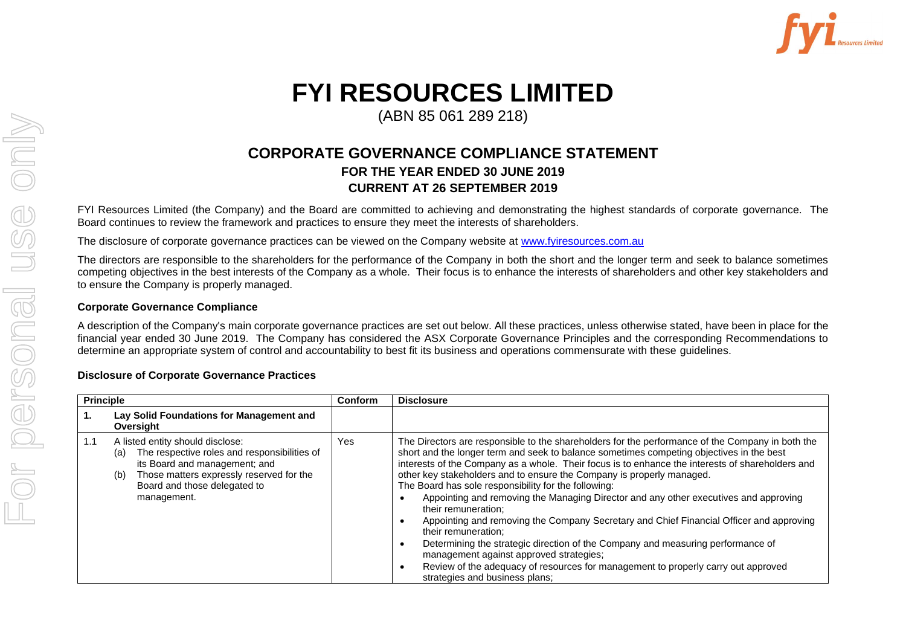# FYI RESOURCES LIMITED

(ABN 85 061 289 218)

## CORPORATE GOVERNANCE COMPLIANCE STATEMENT

### FOR THE YEAR ENDED 30 JUNE 2019

### CURRENT AT 26 SEPTEMBER 2019

FYI Resources Limited (the Company) and the Board are committed to achieving and demonstrating the highest standards of corporate governance. The Board continues to review the framework and practices to ensure they meet the interests of shareholders.

The disclosure of corporate governance practices can be viewed on the Company website at www.fyiresources.com.au

The directors are responsible to the shareholders for the performance of the Company in both the short and the longer term and seek to balance sometimes competing objectives in the best interests of the Company as a whole. Their focus is to enhance the interests of shareholders and other key stakeholders and to ensure the Company is properly managed.

**Corporate Governance Compliance**

A description of the Company's main corporate governance practices are set out below. All these practices, unless otherwise stated, have been in place for the financial year ended 30 June 2019. The Company has considered the ASX Corporate Governance Principles and the corresponding Recommendations to determine an appropriate system of control and accountability to best fit its business and operations commensurate with these guidelines.

**Disclosure of Corporate Governance Practices**

| Principle | | Conform | Disclosure |
|---|---|---|---|
| **1.** | **Lay Solid Foundations for Management and Oversight** | | |
| 1.1 | A listed entity should disclose:<br>(a) The respective roles and responsibilities of its Board and management; and<br>(b) Those matters expressly reserved for the Board and those delegated to management. | Yes | The Directors are responsible to the shareholders for the performance of the Company in both the short and the longer term and seek to balance sometimes competing objectives in the best interests of the Company as a whole. Their focus is to enhance the interests of shareholders and other key stakeholders and to ensure the Company is properly managed.<br>The Board has sole responsibility for the following:<br>• Appointing and removing the Managing Director and any other executives and approving their remuneration;<br>• Appointing and removing the Company Secretary and Chief Financial Officer and approving their remuneration;<br>• Determining the strategic direction of the Company and measuring performance of management against approved strategies;<br>• Review of the adequacy of resources for management to properly carry out approved strategies and business plans; |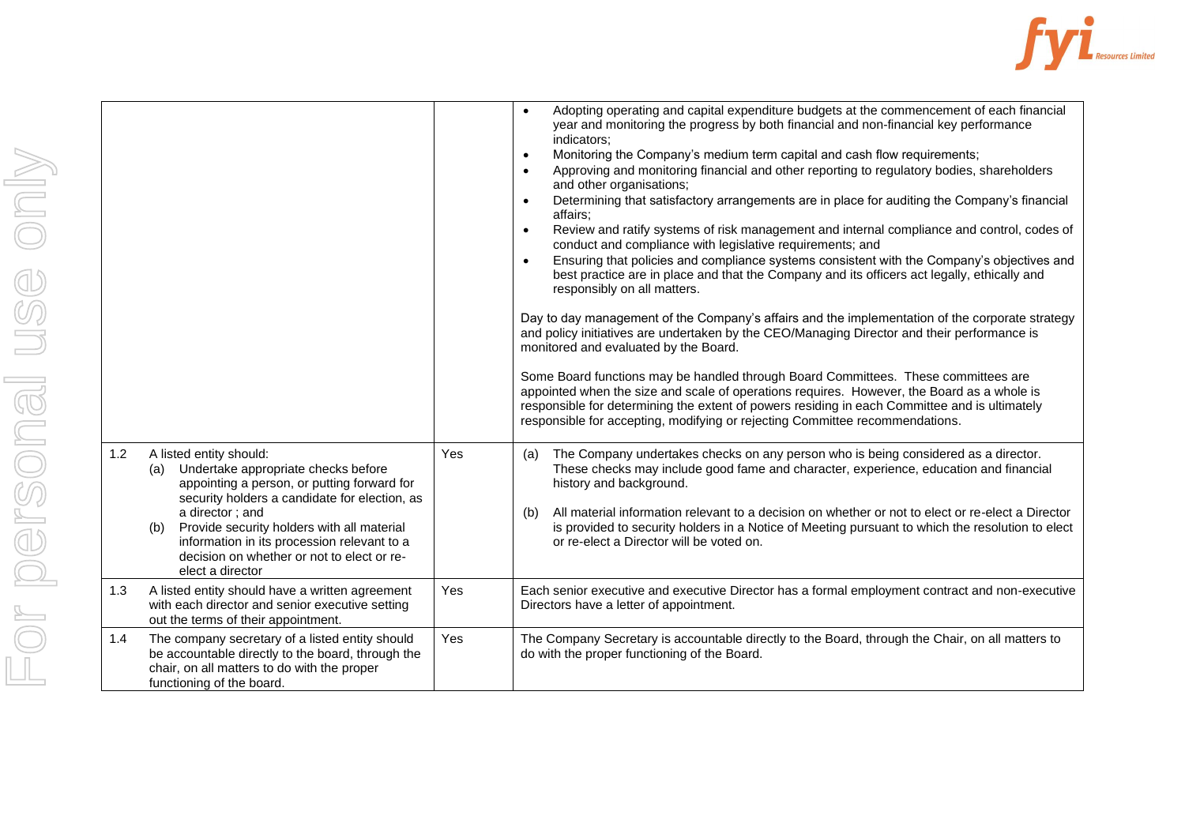| | | |
|---|---|---|
| | | • Adopting operating and capital expenditure budgets at the commencement of each financial year and monitoring the progress by both financial and non-financial key performance indicators;<br>• Monitoring the Company's medium term capital and cash flow requirements;<br>• Approving and monitoring financial and other reporting to regulatory bodies, shareholders and other organisations;<br>• Determining that satisfactory arrangements are in place for auditing the Company's financial affairs;<br>• Review and ratify systems of risk management and internal compliance and control, codes of conduct and compliance with legislative requirements; and<br>• Ensuring that policies and compliance systems consistent with the Company's objectives and best practice are in place and that the Company and its officers act legally, ethically and responsibly on all matters.<br><br>Day to day management of the Company's affairs and the implementation of the corporate strategy and policy initiatives are undertaken by the CEO/Managing Director and their performance is monitored and evaluated by the Board.<br><br>Some Board functions may be handled through Board Committees. These committees are appointed when the size and scale of operations requires. However, the Board as a whole is responsible for determining the extent of powers residing in each Committee and is ultimately responsible for accepting, modifying or rejecting Committee recommendations. |
| 1.2 A listed entity should:<br>(a) Undertake appropriate checks before appointing a person, or putting forward for security holders a candidate for election, as a director ; and<br>(b) Provide security holders with all material information in its procession relevant to a decision on whether or not to elect or re-elect a director | Yes | (a) The Company undertakes checks on any person who is being considered as a director. These checks may include good fame and character, experience, education and financial history and background.<br><br>(b) All material information relevant to a decision on whether or not to elect or re-elect a Director is provided to security holders in a Notice of Meeting pursuant to which the resolution to elect or re-elect a Director will be voted on. |
| 1.3 A listed entity should have a written agreement with each director and senior executive setting out the terms of their appointment. | Yes | Each senior executive and executive Director has a formal employment contract and non-executive Directors have a letter of appointment. |
| 1.4 The company secretary of a listed entity should be accountable directly to the board, through the chair, on all matters to do with the proper functioning of the board. | Yes | The Company Secretary is accountable directly to the Board, through the Chair, on all matters to do with the proper functioning of the Board. |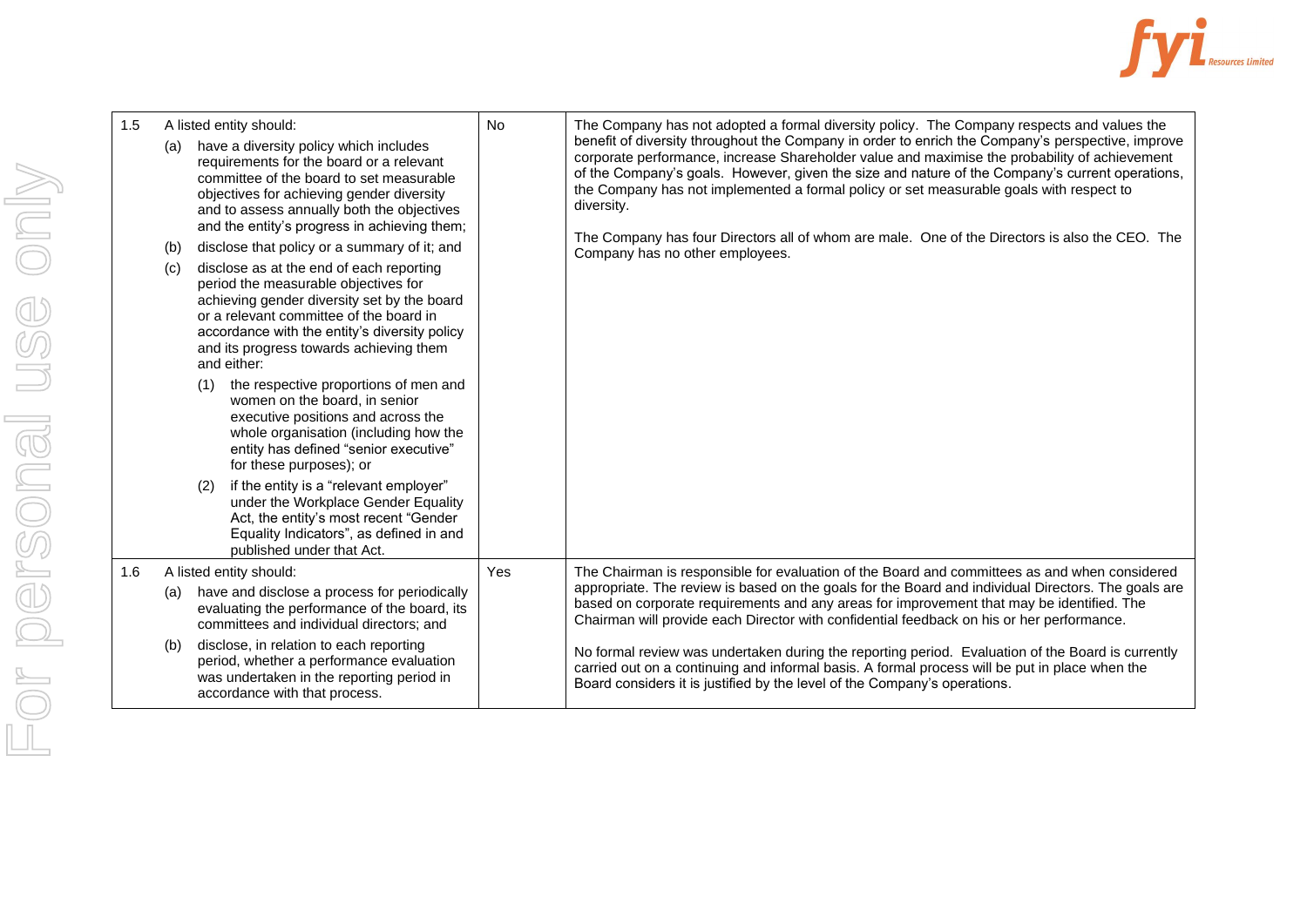| | | | |
|---|---|---|---|
| 1.5 | A listed entity should:<br>(a) have a diversity policy which includes requirements for the board or a relevant committee of the board to set measurable objectives for achieving gender diversity and to assess annually both the objectives and the entity's progress in achieving them;<br>(b) disclose that policy or a summary of it; and<br>(c) disclose as at the end of each reporting period the measurable objectives for achieving gender diversity set by the board or a relevant committee of the board in accordance with the entity's diversity policy and its progress towards achieving them and either:<br>(1) the respective proportions of men and women on the board, in senior executive positions and across the whole organisation (including how the entity has defined "senior executive" for these purposes); or<br>(2) if the entity is a "relevant employer" under the Workplace Gender Equality Act, the entity's most recent "Gender Equality Indicators", as defined in and published under that Act. | No | The Company has not adopted a formal diversity policy. The Company respects and values the benefit of diversity throughout the Company in order to enrich the Company's perspective, improve corporate performance, increase Shareholder value and maximise the probability of achievement of the Company's goals. However, given the size and nature of the Company's current operations, the Company has not implemented a formal policy or set measurable goals with respect to diversity.<br><br>The Company has four Directors all of whom are male. One of the Directors is also the CEO. The Company has no other employees. |
| 1.6 | A listed entity should:<br>(a) have and disclose a process for periodically evaluating the performance of the board, its committees and individual directors; and<br>(b) disclose, in relation to each reporting period, whether a performance evaluation was undertaken in the reporting period in accordance with that process. | Yes | The Chairman is responsible for evaluation of the Board and committees as and when considered appropriate. The review is based on the goals for the Board and individual Directors. The goals are based on corporate requirements and any areas for improvement that may be identified. The Chairman will provide each Director with confidential feedback on his or her performance.<br><br>No formal review was undertaken during the reporting period. Evaluation of the Board is currently carried out on a continuing and informal basis. A formal process will be put in place when the Board considers it is justified by the level of the Company's operations. |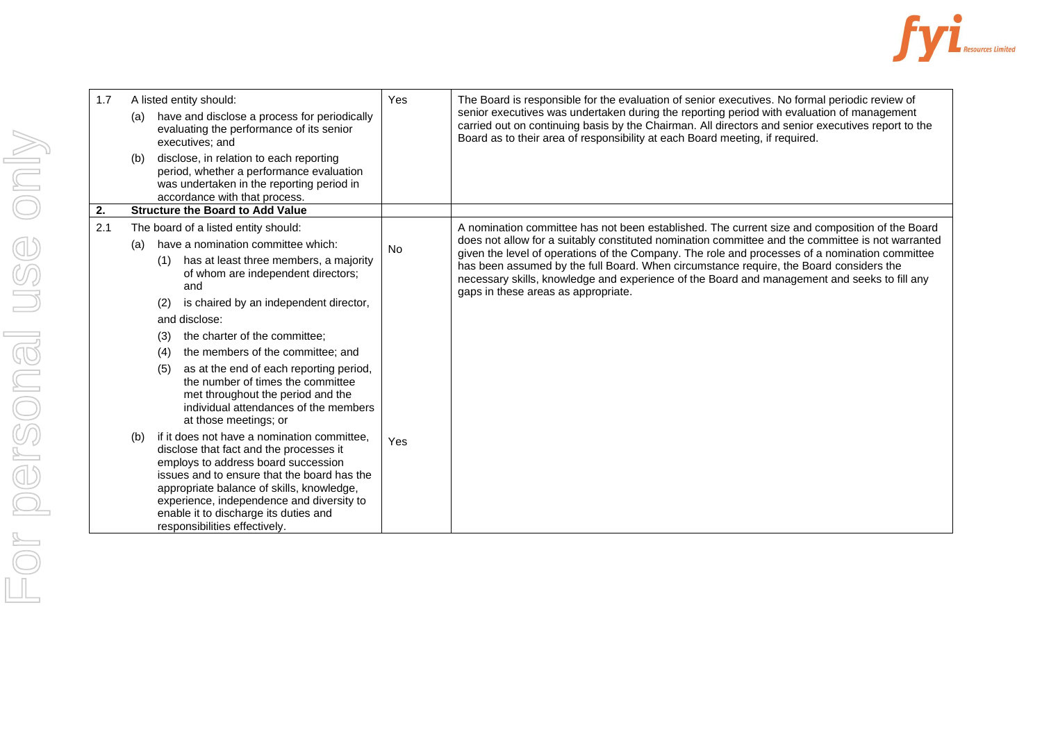| | | | |
|---|---|---|---|
| 1.7 | A listed entity should:<br>(a) have and disclose a process for periodically evaluating the performance of its senior executives; and<br>(b) disclose, in relation to each reporting period, whether a performance evaluation was undertaken in the reporting period in accordance with that process. | Yes | The Board is responsible for the evaluation of senior executives. No formal periodic review of senior executives was undertaken during the reporting period with evaluation of management carried out on continuing basis by the Chairman. All directors and senior executives report to the Board as to their area of responsibility at each Board meeting, if required. |
| **2.** | **Structure the Board to Add Value** | | |
| 2.1 | The board of a listed entity should:<br>(a) have a nomination committee which:<br>(1) has at least three members, a majority of whom are independent directors; and<br>(2) is chaired by an independent director,<br>and disclose:<br>(3) the charter of the committee;<br>(4) the members of the committee; and<br>(5) as at the end of each reporting period, the number of times the committee met throughout the period and the individual attendances of the members at those meetings; or<br>(b) if it does not have a nomination committee, disclose that fact and the processes it employs to address board succession issues and to ensure that the board has the appropriate balance of skills, knowledge, experience, independence and diversity to enable it to discharge its duties and responsibilities effectively. | No<br><br>Yes | A nomination committee has not been established. The current size and composition of the Board does not allow for a suitably constituted nomination committee and the committee is not warranted given the level of operations of the Company. The role and processes of a nomination committee has been assumed by the full Board. When circumstance require, the Board considers the necessary skills, knowledge and experience of the Board and management and seeks to fill any gaps in these areas as appropriate. |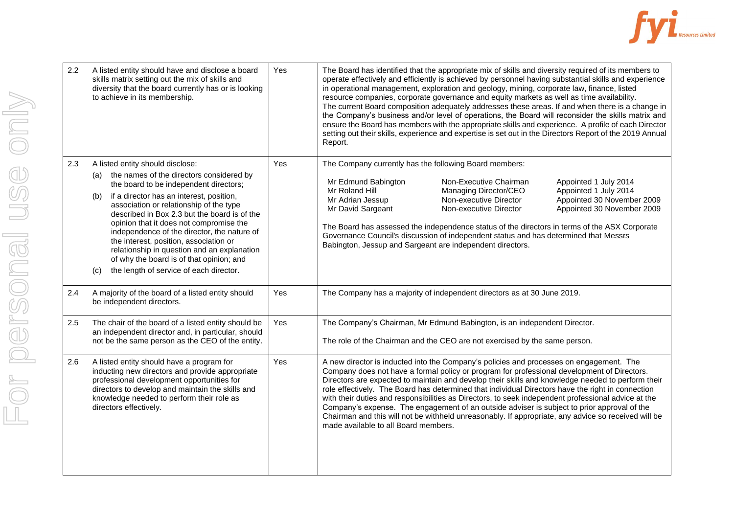| | | | |
|---|---|---|---|
| 2.2 | A listed entity should have and disclose a board skills matrix setting out the mix of skills and diversity that the board currently has or is looking to achieve in its membership. | Yes | The Board has identified that the appropriate mix of skills and diversity required of its members to operate effectively and efficiently is achieved by personnel having substantial skills and experience in operational management, exploration and geology, mining, corporate law, finance, listed resource companies, corporate governance and equity markets as well as time availability.<br>The current Board composition adequately addresses these areas. If and when there is a change in the Company's business and/or level of operations, the Board will reconsider the skills matrix and ensure the Board has members with the appropriate skills and experience. A profile of each Director setting out their skills, experience and expertise is set out in the Directors Report of the 2019 Annual Report. |
| 2.3 | A listed entity should disclose:<br>(a) the names of the directors considered by the board to be independent directors;<br>(b) if a director has an interest, position, association or relationship of the type described in Box 2.3 but the board is of the opinion that it does not compromise the independence of the director, the nature of the interest, position, association or relationship in question and an explanation of why the board is of that opinion; and<br>(c) the length of service of each director. | Yes | The Company currently has the following Board members:<br><br>Mr Edmund Babington — Non-Executive Chairman — Appointed 1 July 2014<br>Mr Roland Hill — Managing Director/CEO — Appointed 1 July 2014<br>Mr Adrian Jessup — Non-executive Director — Appointed 30 November 2009<br>Mr David Sargeant — Non-executive Director — Appointed 30 November 2009<br><br>The Board has assessed the independence status of the directors in terms of the ASX Corporate Governance Council's discussion of independent status and has determined that Messrs Babington, Jessup and Sargeant are independent directors. |
| 2.4 | A majority of the board of a listed entity should be independent directors. | Yes | The Company has a majority of independent directors as at 30 June 2019. |
| 2.5 | The chair of the board of a listed entity should be an independent director and, in particular, should not be the same person as the CEO of the entity. | Yes | The Company's Chairman, Mr Edmund Babington, is an independent Director.<br><br>The role of the Chairman and the CEO are not exercised by the same person. |
| 2.6 | A listed entity should have a program for inducting new directors and provide appropriate professional development opportunities for directors to develop and maintain the skills and knowledge needed to perform their role as directors effectively. | Yes | A new director is inducted into the Company's policies and processes on engagement. The Company does not have a formal policy or program for professional development of Directors. Directors are expected to maintain and develop their skills and knowledge needed to perform their role effectively. The Board has determined that individual Directors have the right in connection with their duties and responsibilities as Directors, to seek independent professional advice at the Company's expense. The engagement of an outside adviser is subject to prior approval of the Chairman and this will not be withheld unreasonably. If appropriate, any advice so received will be made available to all Board members. |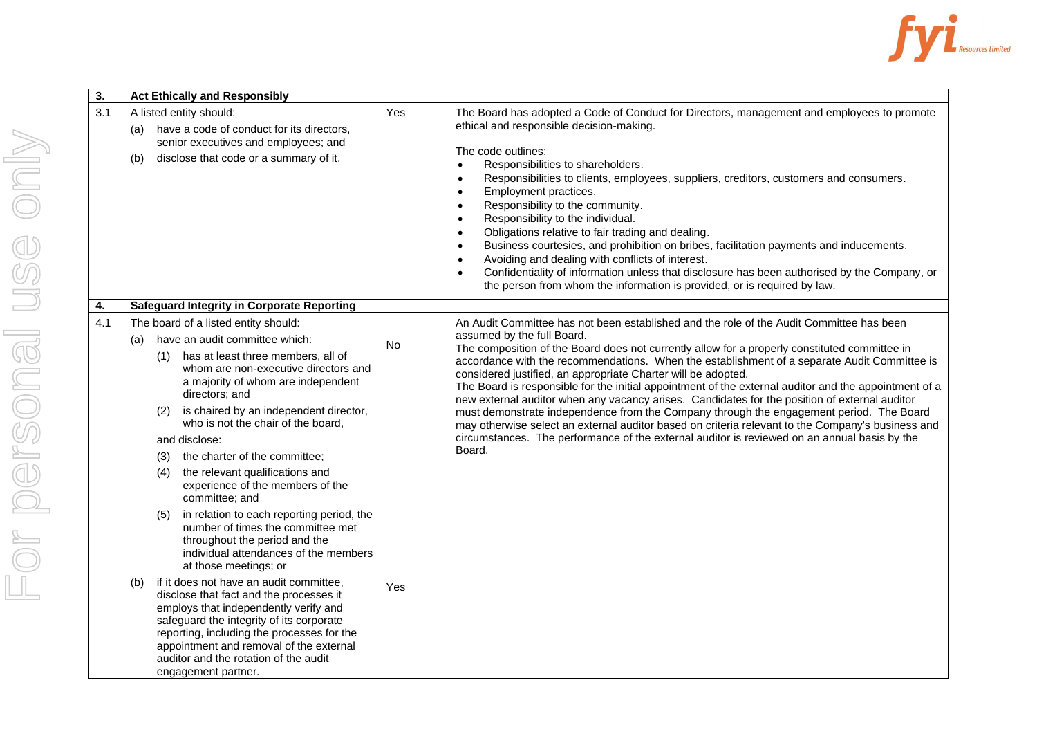| | | | |
|---|---|---|---|
| **3.** | **Act Ethically and Responsibly** | | |
| 3.1 | A listed entity should:<br>(a) have a code of conduct for its directors, senior executives and employees; and<br>(b) disclose that code or a summary of it. | Yes | The Board has adopted a Code of Conduct for Directors, management and employees to promote ethical and responsible decision-making.<br><br>The code outlines:<br>• Responsibilities to shareholders.<br>• Responsibilities to clients, employees, suppliers, creditors, customers and consumers.<br>• Employment practices.<br>• Responsibility to the community.<br>• Responsibility to the individual.<br>• Obligations relative to fair trading and dealing.<br>• Business courtesies, and prohibition on bribes, facilitation payments and inducements.<br>• Avoiding and dealing with conflicts of interest.<br>• Confidentiality of information unless that disclosure has been authorised by the Company, or the person from whom the information is provided, or is required by law. |
| **4.** | **Safeguard Integrity in Corporate Reporting** | | |
| 4.1 | The board of a listed entity should:<br>(a) have an audit committee which:<br>(1) has at least three members, all of whom are non-executive directors and a majority of whom are independent directors; and<br>(2) is chaired by an independent director, who is not the chair of the board,<br>and disclose:<br>(3) the charter of the committee;<br>(4) the relevant qualifications and experience of the members of the committee; and<br>(5) in relation to each reporting period, the number of times the committee met throughout the period and the individual attendances of the members at those meetings; or<br>(b) if it does not have an audit committee, disclose that fact and the processes it employs that independently verify and safeguard the integrity of its corporate reporting, including the processes for the appointment and removal of the external auditor and the rotation of the audit engagement partner. | No<br><br><br><br><br><br><br><br><br>Yes | An Audit Committee has not been established and the role of the Audit Committee has been assumed by the full Board.<br>The composition of the Board does not currently allow for a properly constituted committee in accordance with the recommendations. When the establishment of a separate Audit Committee is considered justified, an appropriate Charter will be adopted.<br>The Board is responsible for the initial appointment of the external auditor and the appointment of a new external auditor when any vacancy arises. Candidates for the position of external auditor must demonstrate independence from the Company through the engagement period. The Board may otherwise select an external auditor based on criteria relevant to the Company's business and circumstances. The performance of the external auditor is reviewed on an annual basis by the Board. |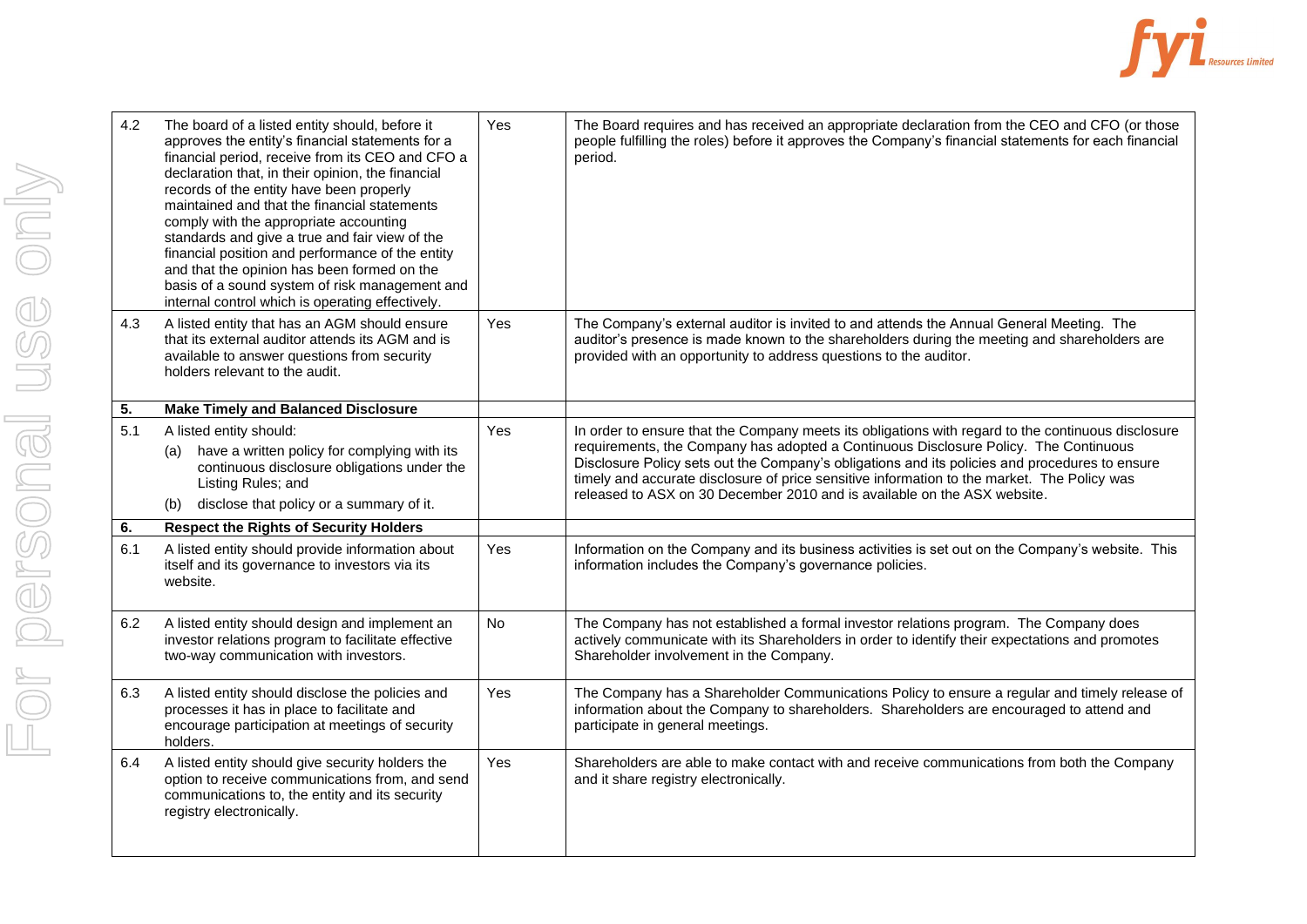| | | | |
|---|---|---|---|
| 4.2 | The board of a listed entity should, before it approves the entity's financial statements for a financial period, receive from its CEO and CFO a declaration that, in their opinion, the financial records of the entity have been properly maintained and that the financial statements comply with the appropriate accounting standards and give a true and fair view of the financial position and performance of the entity and that the opinion has been formed on the basis of a sound system of risk management and internal control which is operating effectively. | Yes | The Board requires and has received an appropriate declaration from the CEO and CFO (or those people fulfilling the roles) before it approves the Company's financial statements for each financial period. |
| 4.3 | A listed entity that has an AGM should ensure that its external auditor attends its AGM and is available to answer questions from security holders relevant to the audit. | Yes | The Company's external auditor is invited to and attends the Annual General Meeting. The auditor's presence is made known to the shareholders during the meeting and shareholders are provided with an opportunity to address questions to the auditor. |
| **5.** | **Make Timely and Balanced Disclosure** | | |
| 5.1 | A listed entity should:<br>(a) have a written policy for complying with its continuous disclosure obligations under the Listing Rules; and<br>(b) disclose that policy or a summary of it. | Yes | In order to ensure that the Company meets its obligations with regard to the continuous disclosure requirements, the Company has adopted a Continuous Disclosure Policy. The Continuous Disclosure Policy sets out the Company's obligations and its policies and procedures to ensure timely and accurate disclosure of price sensitive information to the market. The Policy was released to ASX on 30 December 2010 and is available on the ASX website. |
| **6.** | **Respect the Rights of Security Holders** | | |
| 6.1 | A listed entity should provide information about itself and its governance to investors via its website. | Yes | Information on the Company and its business activities is set out on the Company's website. This information includes the Company's governance policies. |
| 6.2 | A listed entity should design and implement an investor relations program to facilitate effective two-way communication with investors. | No | The Company has not established a formal investor relations program. The Company does actively communicate with its Shareholders in order to identify their expectations and promotes Shareholder involvement in the Company. |
| 6.3 | A listed entity should disclose the policies and processes it has in place to facilitate and encourage participation at meetings of security holders. | Yes | The Company has a Shareholder Communications Policy to ensure a regular and timely release of information about the Company to shareholders. Shareholders are encouraged to attend and participate in general meetings. |
| 6.4 | A listed entity should give security holders the option to receive communications from, and send communications to, the entity and its security registry electronically. | Yes | Shareholders are able to make contact with and receive communications from both the Company and it share registry electronically. |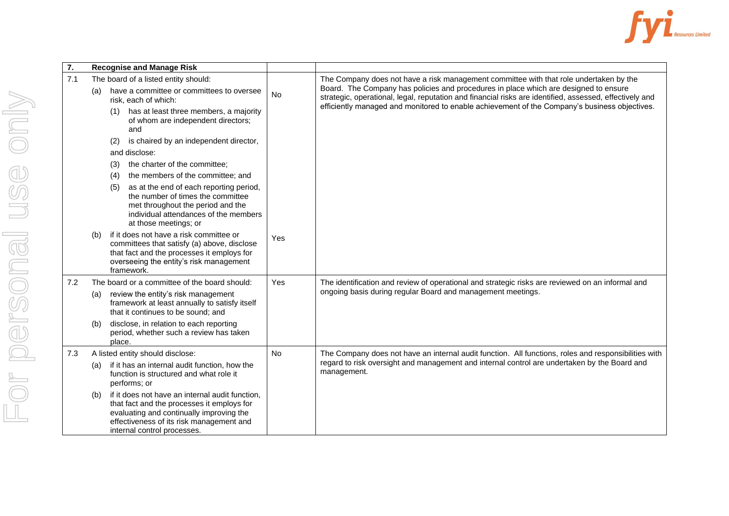| 7. | **Recognise and Manage Risk** | | |
|---|---|---|---|
| 7.1 | The board of a listed entity should:<br>(a) have a committee or committees to oversee risk, each of which:<br>(1) has at least three members, a majority of whom are independent directors; and<br>(2) is chaired by an independent director,<br>and disclose:<br>(3) the charter of the committee;<br>(4) the members of the committee; and<br>(5) as at the end of each reporting period, the number of times the committee met throughout the period and the individual attendances of the members at those meetings; or<br>(b) if it does not have a risk committee or committees that satisfy (a) above, disclose that fact and the processes it employs for overseeing the entity's risk management framework. | No<br><br><br><br><br><br><br><br><br><br>Yes | The Company does not have a risk management committee with that role undertaken by the Board. The Company has policies and procedures in place which are designed to ensure strategic, operational, legal, reputation and financial risks are identified, assessed, effectively and efficiently managed and monitored to enable achievement of the Company's business objectives. |
| 7.2 | The board or a committee of the board should:<br>(a) review the entity's risk management framework at least annually to satisfy itself that it continues to be sound; and<br>(b) disclose, in relation to each reporting period, whether such a review has taken place. | Yes | The identification and review of operational and strategic risks are reviewed on an informal and ongoing basis during regular Board and management meetings. |
| 7.3 | A listed entity should disclose:<br>(a) if it has an internal audit function, how the function is structured and what role it performs; or<br>(b) if it does not have an internal audit function, that fact and the processes it employs for evaluating and continually improving the effectiveness of its risk management and internal control processes. | No | The Company does not have an internal audit function. All functions, roles and responsibilities with regard to risk oversight and management and internal control are undertaken by the Board and management. |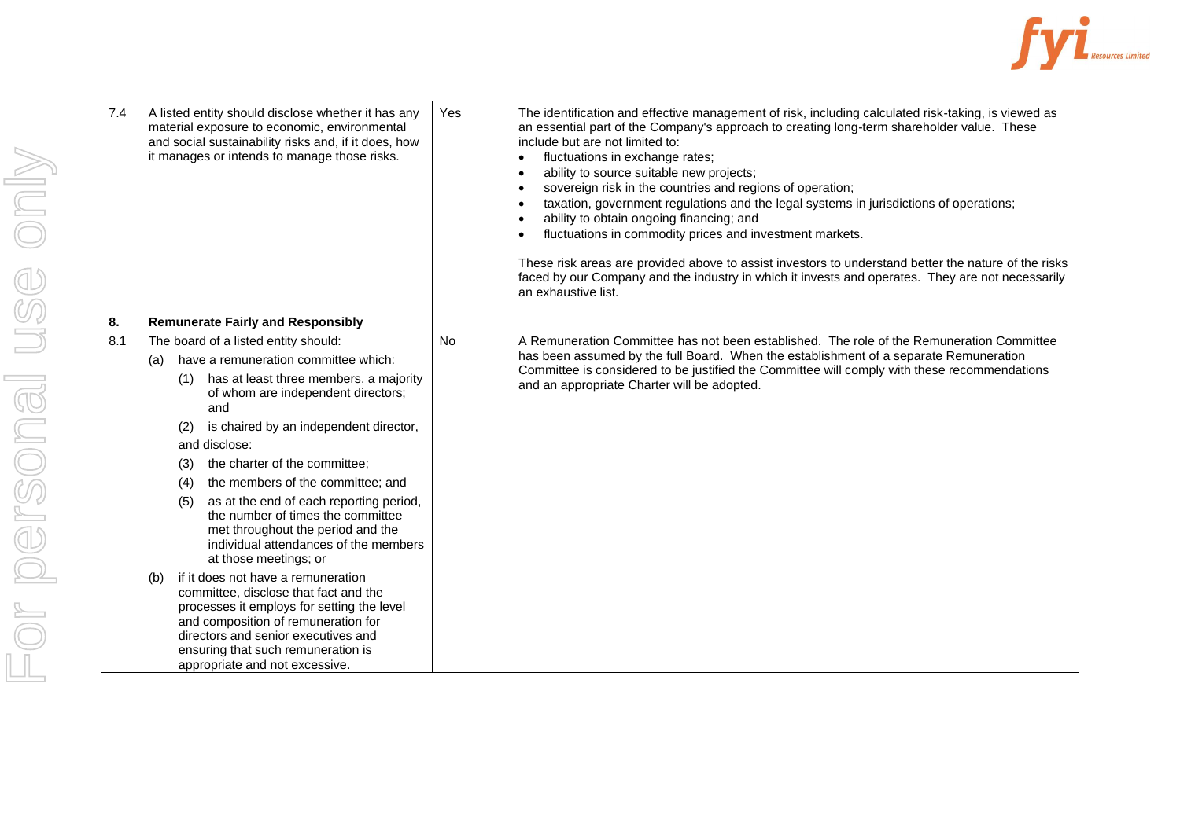| | | | |
|---|---|---|---|
| 7.4 | A listed entity should disclose whether it has any material exposure to economic, environmental and social sustainability risks and, if it does, how it manages or intends to manage those risks. | Yes | The identification and effective management of risk, including calculated risk-taking, is viewed as an essential part of the Company's approach to creating long-term shareholder value. These include but are not limited to:<br>• fluctuations in exchange rates;<br>• ability to source suitable new projects;<br>• sovereign risk in the countries and regions of operation;<br>• taxation, government regulations and the legal systems in jurisdictions of operations;<br>• ability to obtain ongoing financing; and<br>• fluctuations in commodity prices and investment markets.<br><br>These risk areas are provided above to assist investors to understand better the nature of the risks faced by our Company and the industry in which it invests and operates. They are not necessarily an exhaustive list. |
| **8.** | **Remunerate Fairly and Responsibly** | | |
| 8.1 | The board of a listed entity should:<br>(a) have a remuneration committee which:<br>(1) has at least three members, a majority of whom are independent directors; and<br>(2) is chaired by an independent director,<br>and disclose:<br>(3) the charter of the committee;<br>(4) the members of the committee; and<br>(5) as at the end of each reporting period, the number of times the committee met throughout the period and the individual attendances of the members at those meetings; or<br>(b) if it does not have a remuneration committee, disclose that fact and the processes it employs for setting the level and composition of remuneration for directors and senior executives and ensuring that such remuneration is appropriate and not excessive. | No | A Remuneration Committee has not been established. The role of the Remuneration Committee has been assumed by the full Board. When the establishment of a separate Remuneration Committee is considered to be justified the Committee will comply with these recommendations and an appropriate Charter will be adopted. |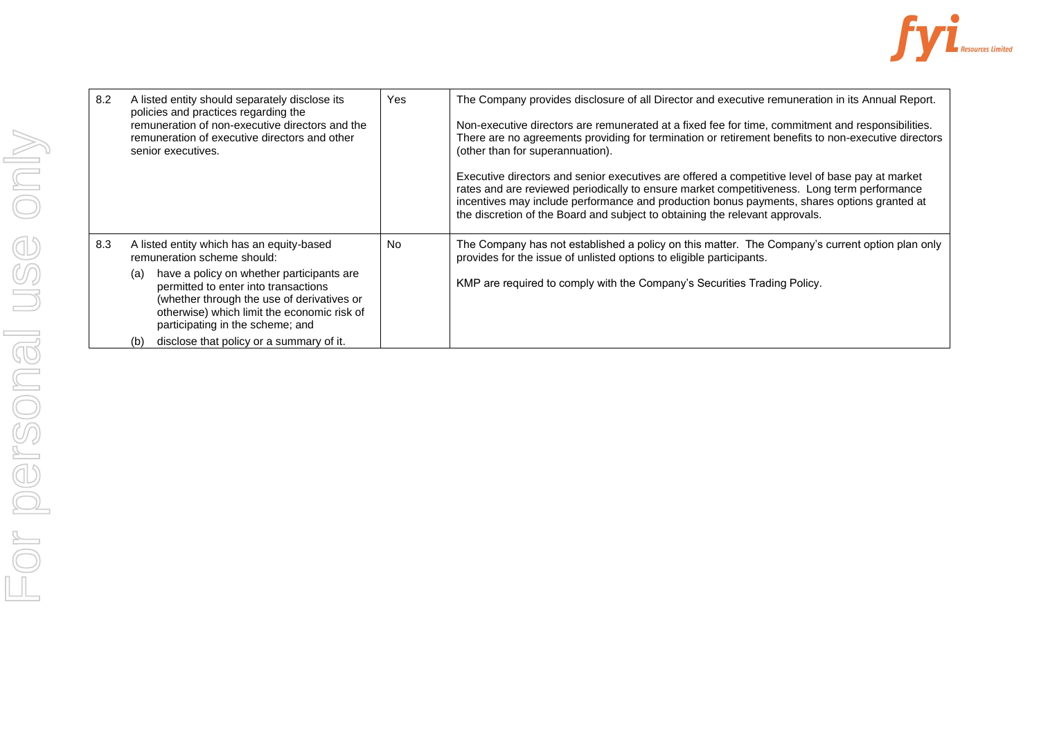| | | | |
|---|---|---|---|
| 8.2 | A listed entity should separately disclose its policies and practices regarding the remuneration of non-executive directors and the remuneration of executive directors and other senior executives. | Yes | The Company provides disclosure of all Director and executive remuneration in its Annual Report.<br><br>Non-executive directors are remunerated at a fixed fee for time, commitment and responsibilities. There are no agreements providing for termination or retirement benefits to non-executive directors (other than for superannuation).<br><br>Executive directors and senior executives are offered a competitive level of base pay at market rates and are reviewed periodically to ensure market competitiveness. Long term performance incentives may include performance and production bonus payments, shares options granted at the discretion of the Board and subject to obtaining the relevant approvals. |
| 8.3 | A listed entity which has an equity-based remuneration scheme should:<br>(a) have a policy on whether participants are permitted to enter into transactions (whether through the use of derivatives or otherwise) which limit the economic risk of participating in the scheme; and<br>(b) disclose that policy or a summary of it. | No | The Company has not established a policy on this matter. The Company's current option plan only provides for the issue of unlisted options to eligible participants.<br><br>KMP are required to comply with the Company's Securities Trading Policy. |